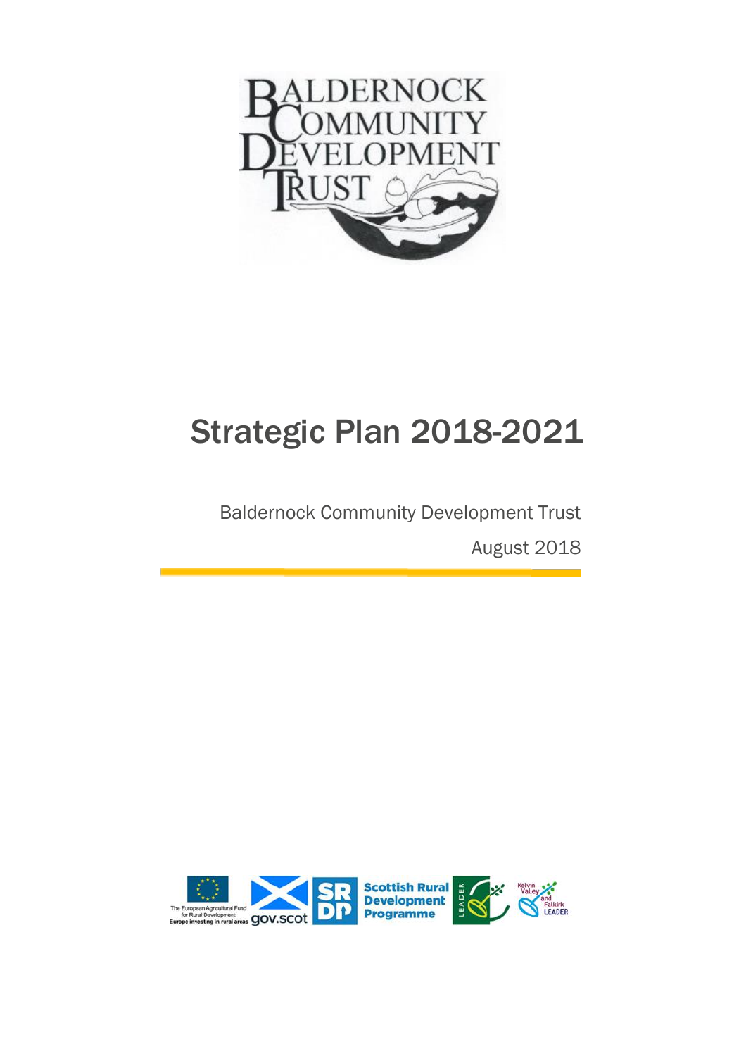# Strategic Plan 2018-2021

Baldernock Community Development Trust

August 2018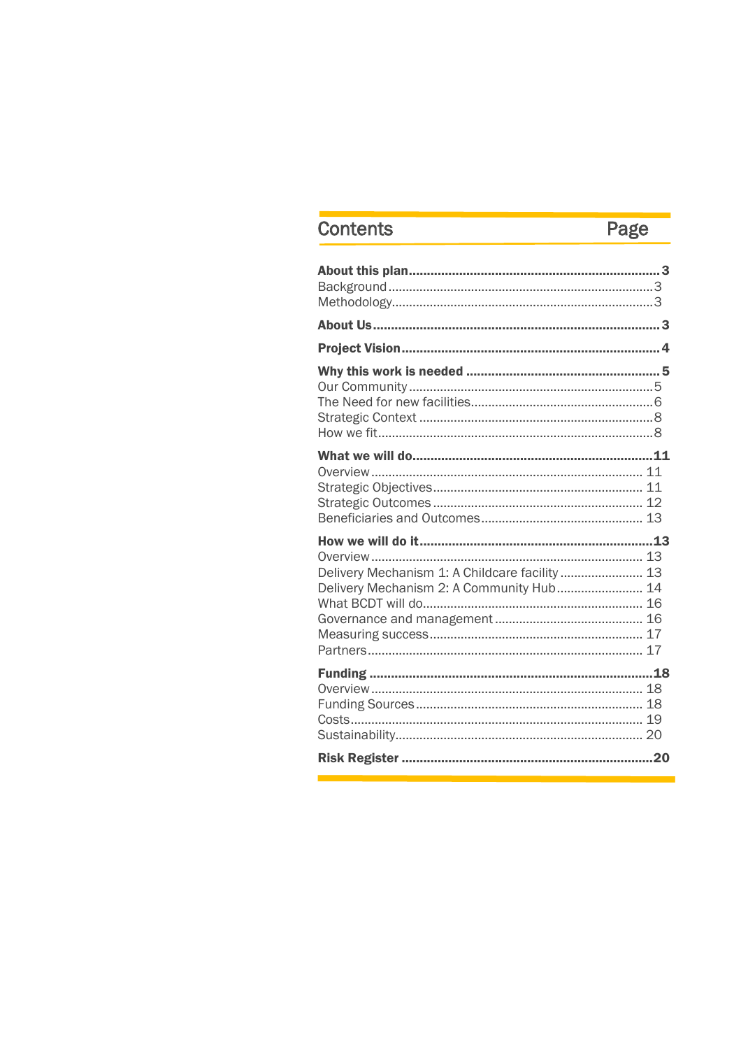## Contents

| Contents | Page |
|---|---|
| **About this plan** | **3** |
| Background | 3 |
| Methodology | 3 |
| **About Us** | **3** |
| **Project Vision** | **4** |
| **Why this work is needed** | **5** |
| Our Community | 5 |
| The Need for new facilities | 6 |
| Strategic Context | 8 |
| How we fit | 8 |
| **What we will do** | **11** |
| Overview | 11 |
| Strategic Objectives | 11 |
| Strategic Outcomes | 12 |
| Beneficiaries and Outcomes | 13 |
| **How we will do it** | **13** |
| Overview | 13 |
| Delivery Mechanism 1: A Childcare facility | 13 |
| Delivery Mechanism 2: A Community Hub | 14 |
| What BCDT will do | 16 |
| Governance and management | 16 |
| Measuring success | 17 |
| Partners | 17 |
| **Funding** | **18** |
| Overview | 18 |
| Funding Sources | 18 |
| Costs | 19 |
| Sustainability | 20 |
| **Risk Register** | **20** |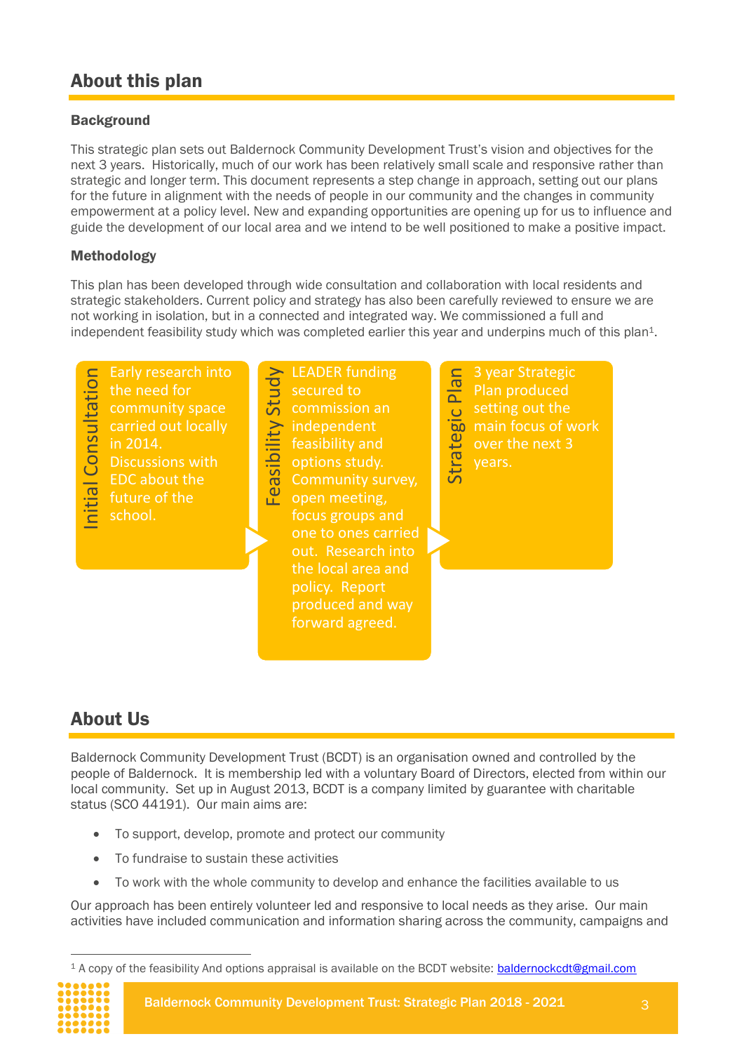## About this plan

### Background

This strategic plan sets out Baldernock Community Development Trust's vision and objectives for the next 3 years. Historically, much of our work has been relatively small scale and responsive rather than strategic and longer term. This document represents a step change in approach, setting out our plans for the future in alignment with the needs of people in our community and the changes in community empowerment at a policy level. New and expanding opportunities are opening up for us to influence and guide the development of our local area and we intend to be well positioned to make a positive impact.

### Methodology

This plan has been developed through wide consultation and collaboration with local residents and strategic stakeholders. Current policy and strategy has also been carefully reviewed to ensure we are not working in isolation, but in a connected and integrated way. We commissioned a full and independent feasibility study which was completed earlier this year and underpins much of this plan[1].

**Initial Consultation**
Early research into the need for community space carried out locally in 2014. Discussions with EDC about the future of the school.

**Feasibility Study**
LEADER funding secured to commission an independent feasibility and options study. Community survey, open meeting, focus groups and one to ones carried out. Research into the local area and policy. Report produced and way forward agreed.

**Strategic Plan**
3 year Strategic Plan produced setting out the main focus of work over the next 3 years.

## About Us

Baldernock Community Development Trust (BCDT) is an organisation owned and controlled by the people of Baldernock. It is membership led with a voluntary Board of Directors, elected from within our local community. Set up in August 2013, BCDT is a company limited by guarantee with charitable status (SCO 44191). Our main aims are:

- To support, develop, promote and protect our community
- To fundraise to sustain these activities
- To work with the whole community to develop and enhance the facilities available to us

Our approach has been entirely volunteer led and responsive to local needs as they arise. Our main activities have included communication and information sharing across the community, campaigns and

---

[1] A copy of the feasibility And options appraisal is available on the BCDT website: baldernockcdt@gmail.com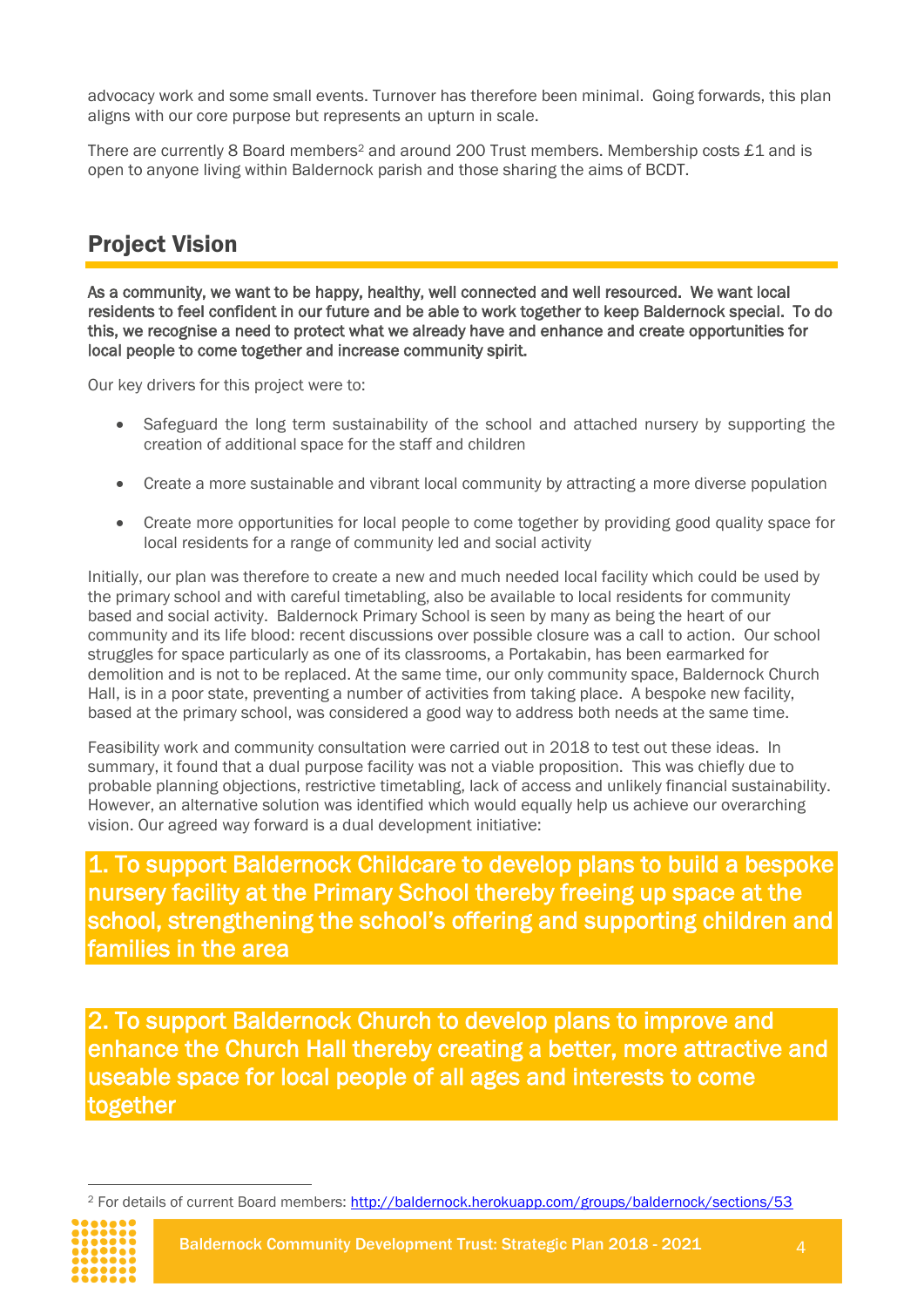advocacy work and some small events. Turnover has therefore been minimal. Going forwards, this plan aligns with our core purpose but represents an upturn in scale.

There are currently 8 Board members[2] and around 200 Trust members. Membership costs £1 and is open to anyone living within Baldernock parish and those sharing the aims of BCDT.

## Project Vision

**As a community, we want to be happy, healthy, well connected and well resourced. We want local residents to feel confident in our future and be able to work together to keep Baldernock special. To do this, we recognise a need to protect what we already have and enhance and create opportunities for local people to come together and increase community spirit.**

Our key drivers for this project were to:

- Safeguard the long term sustainability of the school and attached nursery by supporting the creation of additional space for the staff and children
- Create a more sustainable and vibrant local community by attracting a more diverse population
- Create more opportunities for local people to come together by providing good quality space for local residents for a range of community led and social activity

Initially, our plan was therefore to create a new and much needed local facility which could be used by the primary school and with careful timetabling, also be available to local residents for community based and social activity. Baldernock Primary School is seen by many as being the heart of our community and its life blood: recent discussions over possible closure was a call to action. Our school struggles for space particularly as one of its classrooms, a Portakabin, has been earmarked for demolition and is not to be replaced. At the same time, our only community space, Baldernock Church Hall, is in a poor state, preventing a number of activities from taking place. A bespoke new facility, based at the primary school, was considered a good way to address both needs at the same time.

Feasibility work and community consultation were carried out in 2018 to test out these ideas. In summary, it found that a dual purpose facility was not a viable proposition. This was chiefly due to probable planning objections, restrictive timetabling, lack of access and unlikely financial sustainability. However, an alternative solution was identified which would equally help us achieve our overarching vision. Our agreed way forward is a dual development initiative:

### 1. To support Baldernock Childcare to develop plans to build a bespoke nursery facility at the Primary School thereby freeing up space at the school, strengthening the school's offering and supporting children and families in the area

### 2. To support Baldernock Church to develop plans to improve and enhance the Church Hall thereby creating a better, more attractive and useable space for local people of all ages and interests to come together

[2] For details of current Board members: http://baldernock.herokuapp.com/groups/baldernock/sections/53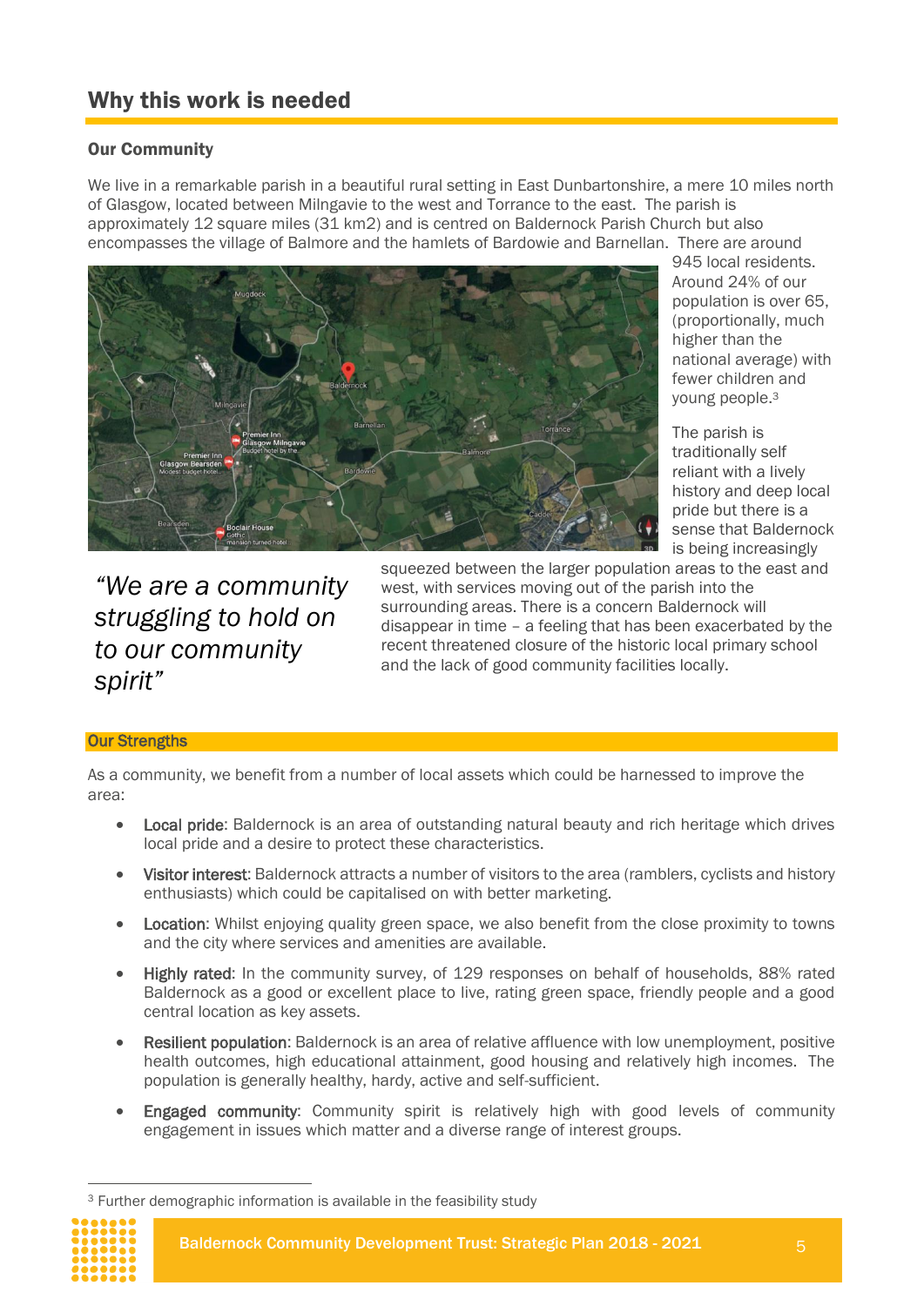## Why this work is needed

### Our Community

We live in a remarkable parish in a beautiful rural setting in East Dunbartonshire, a mere 10 miles north of Glasgow, located between Milngavie to the west and Torrance to the east. The parish is approximately 12 square miles (31 km2) and is centred on Baldernock Parish Church but also encompasses the village of Balmore and the hamlets of Bardowie and Barnellan. There are around 945 local residents. Around 24% of our population is over 65, (proportionally, much higher than the national average) with fewer children and young people.[3]

The parish is traditionally self reliant with a lively history and deep local pride but there is a sense that Baldernock is being increasingly squeezed between the larger population areas to the east and west, with services moving out of the parish into the surrounding areas. There is a concern Baldernock will disappear in time – a feeling that has been exacerbated by the recent threatened closure of the historic local primary school and the lack of good community facilities locally.

*"We are a community struggling to hold on to our community spirit"*

### Our Strengths

As a community, we benefit from a number of local assets which could be harnessed to improve the area:

- Local pride: Baldernock is an area of outstanding natural beauty and rich heritage which drives local pride and a desire to protect these characteristics.
- Visitor interest: Baldernock attracts a number of visitors to the area (ramblers, cyclists and history enthusiasts) which could be capitalised on with better marketing.
- Location: Whilst enjoying quality green space, we also benefit from the close proximity to towns and the city where services and amenities are available.
- Highly rated: In the community survey, of 129 responses on behalf of households, 88% rated Baldernock as a good or excellent place to live, rating green space, friendly people and a good central location as key assets.
- Resilient population: Baldernock is an area of relative affluence with low unemployment, positive health outcomes, high educational attainment, good housing and relatively high incomes. The population is generally healthy, hardy, active and self-sufficient.
- Engaged community: Community spirit is relatively high with good levels of community engagement in issues which matter and a diverse range of interest groups.

[3] Further demographic information is available in the feasibility study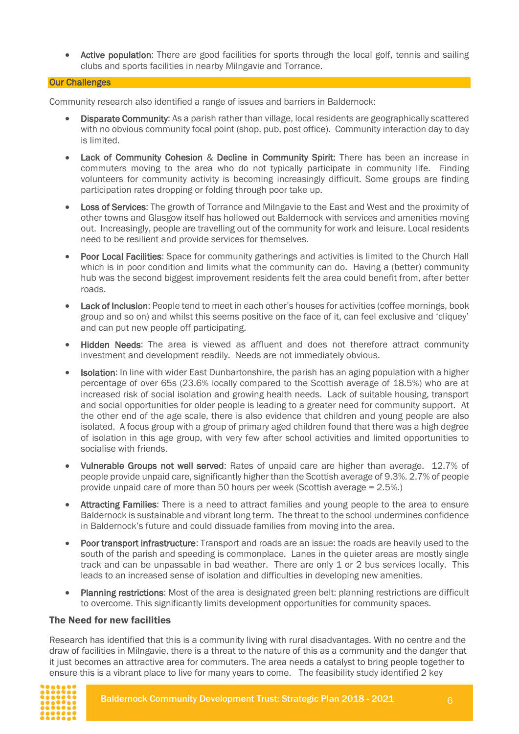- **Active population**: There are good facilities for sports through the local golf, tennis and sailing clubs and sports facilities in nearby Milngavie and Torrance.

## Our Challenges

Community research also identified a range of issues and barriers in Baldernock:

- **Disparate Community**: As a parish rather than village, local residents are geographically scattered with no obvious community focal point (shop, pub, post office). Community interaction day to day is limited.
- **Lack of Community Cohesion** & **Decline in Community Spirit:** There has been an increase in commuters moving to the area who do not typically participate in community life. Finding volunteers for community activity is becoming increasingly difficult. Some groups are finding participation rates dropping or folding through poor take up.
- **Loss of Services**: The growth of Torrance and Milngavie to the East and West and the proximity of other towns and Glasgow itself has hollowed out Baldernock with services and amenities moving out. Increasingly, people are travelling out of the community for work and leisure. Local residents need to be resilient and provide services for themselves.
- **Poor Local Facilities**: Space for community gatherings and activities is limited to the Church Hall which is in poor condition and limits what the community can do. Having a (better) community hub was the second biggest improvement residents felt the area could benefit from, after better roads.
- **Lack of Inclusion**: People tend to meet in each other's houses for activities (coffee mornings, book group and so on) and whilst this seems positive on the face of it, can feel exclusive and 'cliquey' and can put new people off participating.
- **Hidden Needs**: The area is viewed as affluent and does not therefore attract community investment and development readily. Needs are not immediately obvious.
- **Isolation**: In line with wider East Dunbartonshire, the parish has an aging population with a higher percentage of over 65s (23.6% locally compared to the Scottish average of 18.5%) who are at increased risk of social isolation and growing health needs. Lack of suitable housing, transport and social opportunities for older people is leading to a greater need for community support. At the other end of the age scale, there is also evidence that children and young people are also isolated. A focus group with a group of primary aged children found that there was a high degree of isolation in this age group, with very few after school activities and limited opportunities to socialise with friends.
- **Vulnerable Groups not well served**: Rates of unpaid care are higher than average. 12.7% of people provide unpaid care, significantly higher than the Scottish average of 9.3%. 2.7% of people provide unpaid care of more than 50 hours per week (Scottish average = 2.5%.)
- **Attracting Families**: There is a need to attract families and young people to the area to ensure Baldernock is sustainable and vibrant long term. The threat to the school undermines confidence in Baldernock's future and could dissuade families from moving into the area.
- **Poor transport infrastructure**: Transport and roads are an issue: the roads are heavily used to the south of the parish and speeding is commonplace. Lanes in the quieter areas are mostly single track and can be unpassable in bad weather. There are only 1 or 2 bus services locally. This leads to an increased sense of isolation and difficulties in developing new amenities.
- **Planning restrictions**: Most of the area is designated green belt: planning restrictions are difficult to overcome. This significantly limits development opportunities for community spaces.

### The Need for new facilities

Research has identified that this is a community living with rural disadvantages. With no centre and the draw of facilities in Milngavie, there is a threat to the nature of this as a community and the danger that it just becomes an attractive area for commuters. The area needs a catalyst to bring people together to ensure this is a vibrant place to live for many years to come. The feasibility study identified 2 key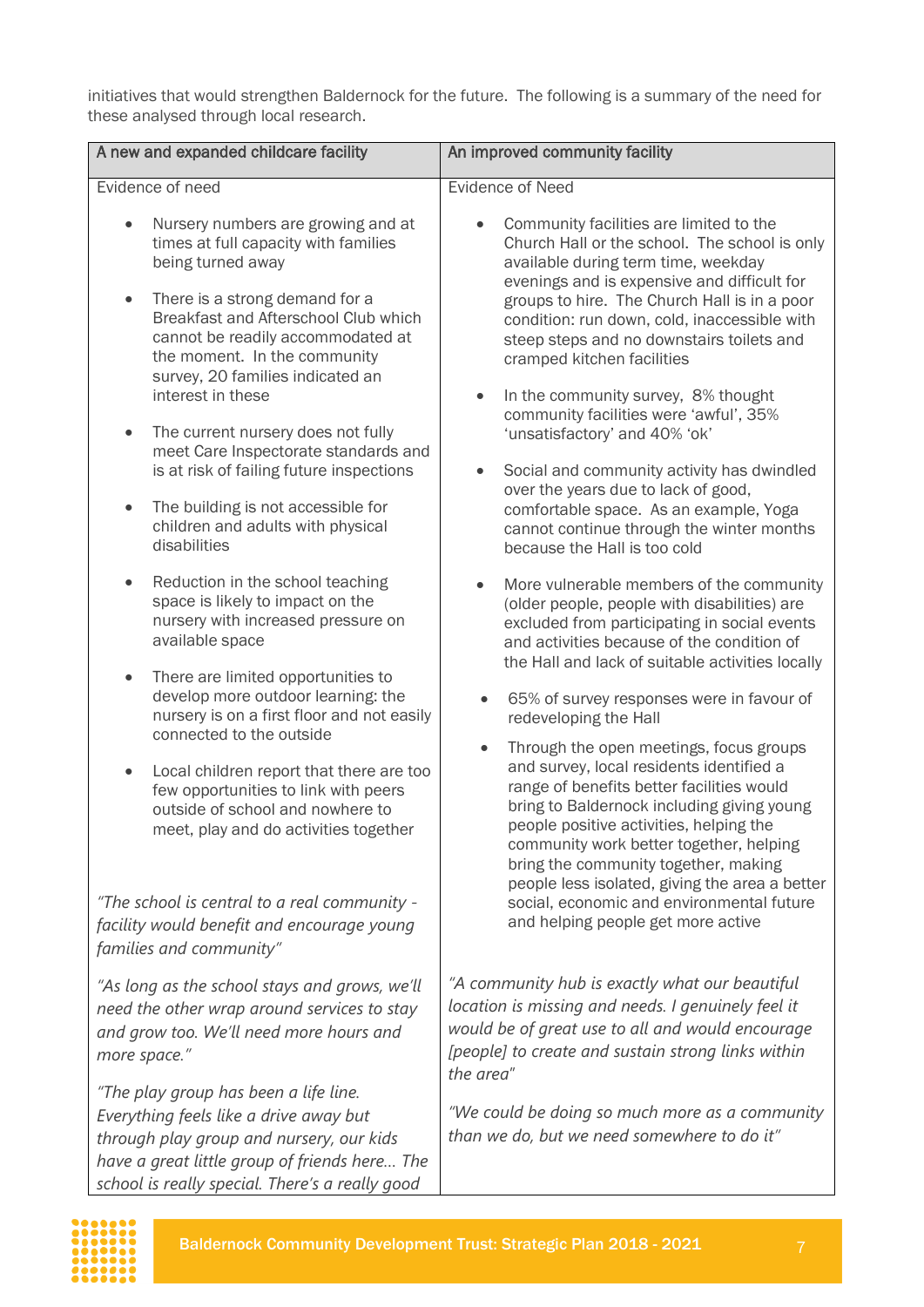initiatives that would strengthen Baldernock for the future. The following is a summary of the need for these analysed through local research.

| A new and expanded childcare facility | An improved community facility |
|---|---|
| Evidence of need<br><br>• Nursery numbers are growing and at times at full capacity with families being turned away<br><br>• There is a strong demand for a Breakfast and Afterschool Club which cannot be readily accommodated at the moment. In the community survey, 20 families indicated an interest in these<br><br>• The current nursery does not fully meet Care Inspectorate standards and is at risk of failing future inspections<br><br>• The building is not accessible for children and adults with physical disabilities<br><br>• Reduction in the school teaching space is likely to impact on the nursery with increased pressure on available space<br><br>• There are limited opportunities to develop more outdoor learning: the nursery is on a first floor and not easily connected to the outside<br><br>• Local children report that there are too few opportunities to link with peers outside of school and nowhere to meet, play and do activities together<br><br>*"The school is central to a real community - facility would benefit and encourage young families and community"*<br><br>*"As long as the school stays and grows, we'll need the other wrap around services to stay and grow too. We'll need more hours and more space."*<br><br>*"The play group has been a life line. Everything feels like a drive away but through play group and nursery, our kids have a great little group of friends here… The school is really special. There's a really good* | Evidence of Need<br><br>• Community facilities are limited to the Church Hall or the school. The school is only available during term time, weekday evenings and is expensive and difficult for groups to hire. The Church Hall is in a poor condition: run down, cold, inaccessible with steep steps and no downstairs toilets and cramped kitchen facilities<br><br>• In the community survey, 8% thought community facilities were 'awful', 35% 'unsatisfactory' and 40% 'ok'<br><br>• Social and community activity has dwindled over the years due to lack of good, comfortable space. As an example, Yoga cannot continue through the winter months because the Hall is too cold<br><br>• More vulnerable members of the community (older people, people with disabilities) are excluded from participating in social events and activities because of the condition of the Hall and lack of suitable activities locally<br><br>• 65% of survey responses were in favour of redeveloping the Hall<br><br>• Through the open meetings, focus groups and survey, local residents identified a range of benefits better facilities would bring to Baldernock including giving young people positive activities, helping the community work better together, helping bring the community together, making people less isolated, giving the area a better social, economic and environmental future and helping people get more active<br><br>*"A community hub is exactly what our beautiful location is missing and needs. I genuinely feel it would be of great use to all and would encourage [people] to create and sustain strong links within the area"*<br><br>*"We could be doing so much more as a community than we do, but we need somewhere to do it"* |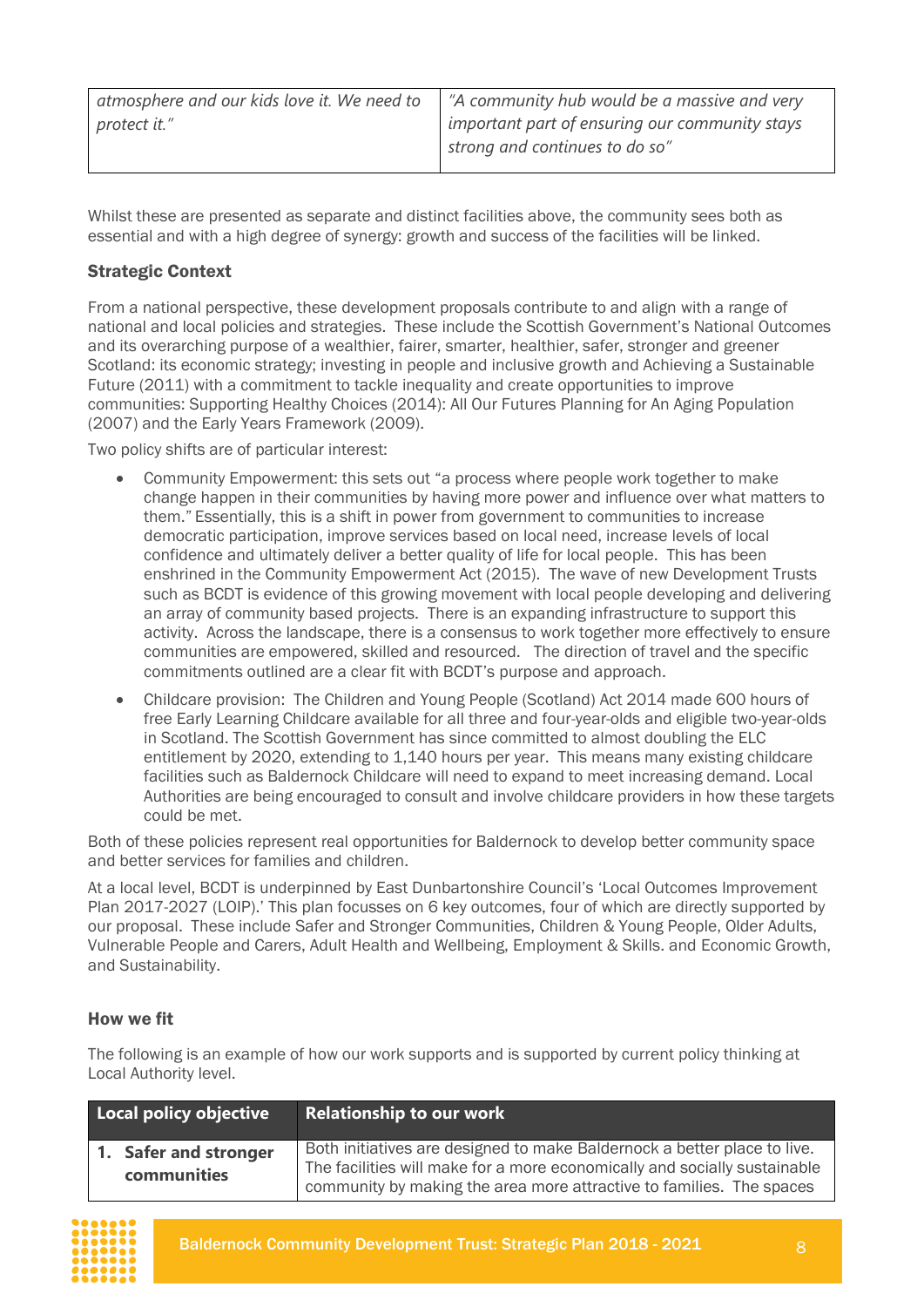| | |
|---|---|
| *atmosphere and our kids love it. We need to protect it."* | *"A community hub would be a massive and very important part of ensuring our community stays strong and continues to do so"* |

Whilst these are presented as separate and distinct facilities above, the community sees both as essential and with a high degree of synergy: growth and success of the facilities will be linked.

### Strategic Context

From a national perspective, these development proposals contribute to and align with a range of national and local policies and strategies. These include the Scottish Government's National Outcomes and its overarching purpose of a wealthier, fairer, smarter, healthier, safer, stronger and greener Scotland: its economic strategy; investing in people and inclusive growth and Achieving a Sustainable Future (2011) with a commitment to tackle inequality and create opportunities to improve communities: Supporting Healthy Choices (2014): All Our Futures Planning for An Aging Population (2007) and the Early Years Framework (2009).

Two policy shifts are of particular interest:

- Community Empowerment: this sets out "a process where people work together to make change happen in their communities by having more power and influence over what matters to them." Essentially, this is a shift in power from government to communities to increase democratic participation, improve services based on local need, increase levels of local confidence and ultimately deliver a better quality of life for local people. This has been enshrined in the Community Empowerment Act (2015). The wave of new Development Trusts such as BCDT is evidence of this growing movement with local people developing and delivering an array of community based projects. There is an expanding infrastructure to support this activity. Across the landscape, there is a consensus to work together more effectively to ensure communities are empowered, skilled and resourced. The direction of travel and the specific commitments outlined are a clear fit with BCDT's purpose and approach.
- Childcare provision: The Children and Young People (Scotland) Act 2014 made 600 hours of free Early Learning Childcare available for all three and four-year-olds and eligible two-year-olds in Scotland. The Scottish Government has since committed to almost doubling the ELC entitlement by 2020, extending to 1,140 hours per year. This means many existing childcare facilities such as Baldernock Childcare will need to expand to meet increasing demand. Local Authorities are being encouraged to consult and involve childcare providers in how these targets could be met.

Both of these policies represent real opportunities for Baldernock to develop better community space and better services for families and children.

At a local level, BCDT is underpinned by East Dunbartonshire Council's 'Local Outcomes Improvement Plan 2017-2027 (LOIP).' This plan focusses on 6 key outcomes, four of which are directly supported by our proposal. These include Safer and Stronger Communities, Children & Young People, Older Adults, Vulnerable People and Carers, Adult Health and Wellbeing, Employment & Skills. and Economic Growth, and Sustainability.

### How we fit

The following is an example of how our work supports and is supported by current policy thinking at Local Authority level.

| Local policy objective | Relationship to our work |
|---|---|
| **1. Safer and stronger communities** | Both initiatives are designed to make Baldernock a better place to live. The facilities will make for a more economically and socially sustainable community by making the area more attractive to families. The spaces |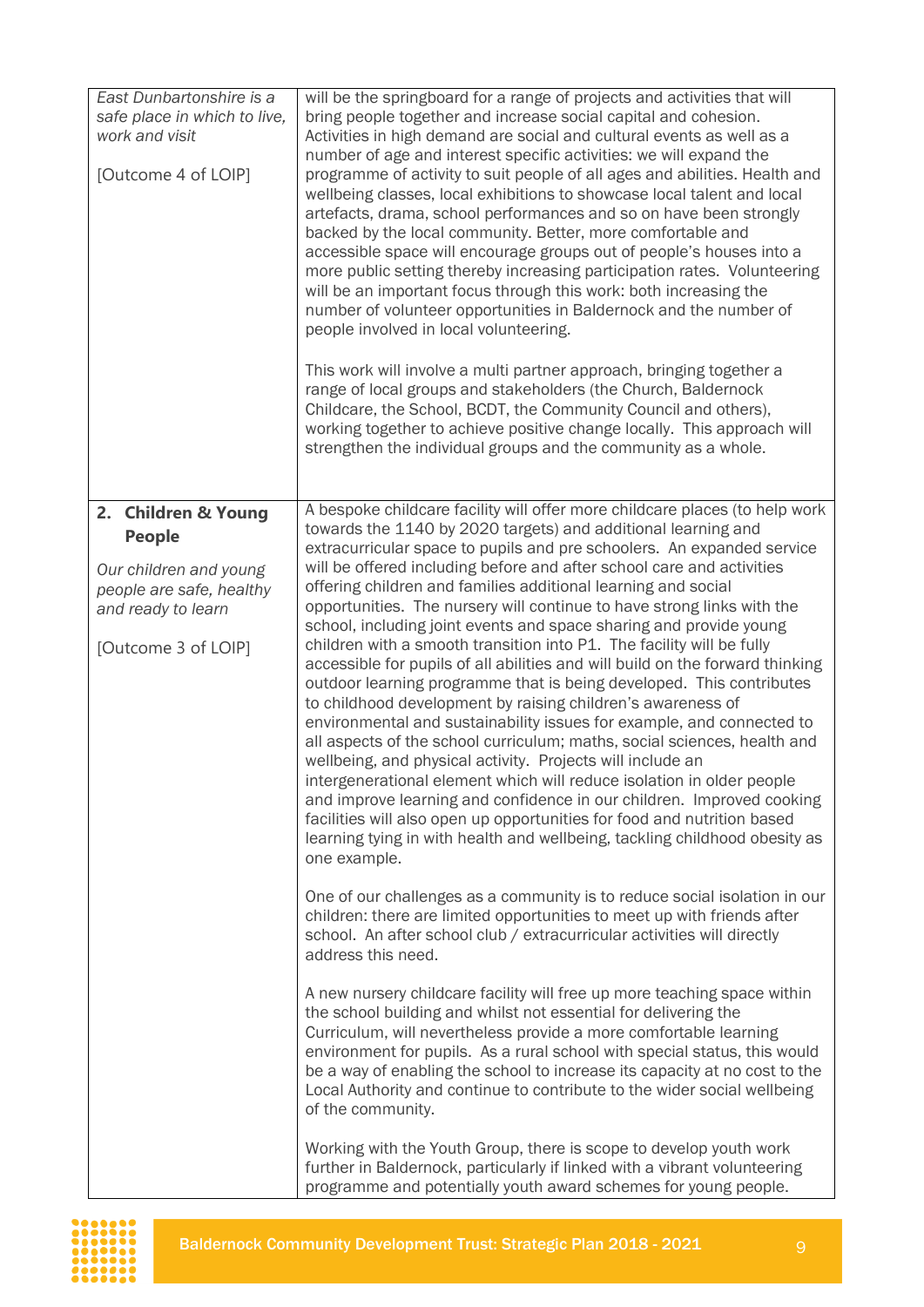| | |
|---|---|
| *East Dunbartonshire is a safe place in which to live, work and visit*<br><br>[Outcome 4 of LOIP] | will be the springboard for a range of projects and activities that will bring people together and increase social capital and cohesion. Activities in high demand are social and cultural events as well as a number of age and interest specific activities: we will expand the programme of activity to suit people of all ages and abilities. Health and wellbeing classes, local exhibitions to showcase local talent and local artefacts, drama, school performances and so on have been strongly backed by the local community. Better, more comfortable and accessible space will encourage groups out of people's houses into a more public setting thereby increasing participation rates. Volunteering will be an important focus through this work: both increasing the number of volunteer opportunities in Baldernock and the number of people involved in local volunteering.<br><br>This work will involve a multi partner approach, bringing together a range of local groups and stakeholders (the Church, Baldernock Childcare, the School, BCDT, the Community Council and others), working together to achieve positive change locally. This approach will strengthen the individual groups and the community as a whole. |
| **2. Children & Young People**<br><br>*Our children and young people are safe, healthy and ready to learn*<br><br>[Outcome 3 of LOIP] | A bespoke childcare facility will offer more childcare places (to help work towards the 1140 by 2020 targets) and additional learning and extracurricular space to pupils and pre schoolers. An expanded service will be offered including before and after school care and activities offering children and families additional learning and social opportunities. The nursery will continue to have strong links with the school, including joint events and space sharing and provide young children with a smooth transition into P1. The facility will be fully accessible for pupils of all abilities and will build on the forward thinking outdoor learning programme that is being developed. This contributes to childhood development by raising children's awareness of environmental and sustainability issues for example, and connected to all aspects of the school curriculum; maths, social sciences, health and wellbeing, and physical activity. Projects will include an intergenerational element which will reduce isolation in older people and improve learning and confidence in our children. Improved cooking facilities will also open up opportunities for food and nutrition based learning tying in with health and wellbeing, tackling childhood obesity as one example.<br><br>One of our challenges as a community is to reduce social isolation in our children: there are limited opportunities to meet up with friends after school. An after school club / extracurricular activities will directly address this need.<br><br>A new nursery childcare facility will free up more teaching space within the school building and whilst not essential for delivering the Curriculum, will nevertheless provide a more comfortable learning environment for pupils. As a rural school with special status, this would be a way of enabling the school to increase its capacity at no cost to the Local Authority and continue to contribute to the wider social wellbeing of the community.<br><br>Working with the Youth Group, there is scope to develop youth work further in Baldernock, particularly if linked with a vibrant volunteering programme and potentially youth award schemes for young people. |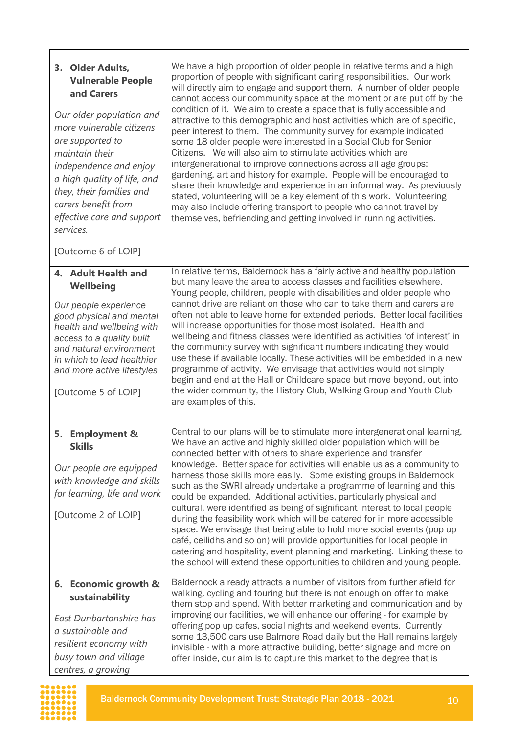| | |
|---|---|
| **3. Older Adults, Vulnerable People and Carers**<br><br>*Our older population and more vulnerable citizens are supported to maintain their independence and enjoy a high quality of life, and they, their families and carers benefit from effective care and support services.*<br><br>[Outcome 6 of LOIP] | We have a high proportion of older people in relative terms and a high proportion of people with significant caring responsibilities. Our work will directly aim to engage and support them. A number of older people cannot access our community space at the moment or are put off by the condition of it. We aim to create a space that is fully accessible and attractive to this demographic and host activities which are of specific, peer interest to them. The community survey for example indicated some 18 older people were interested in a Social Club for Senior Citizens. We will also aim to stimulate activities which are intergenerational to improve connections across all age groups: gardening, art and history for example. People will be encouraged to share their knowledge and experience in an informal way. As previously stated, volunteering will be a key element of this work. Volunteering may also include offering transport to people who cannot travel by themselves, befriending and getting involved in running activities. |
| **4. Adult Health and Wellbeing**<br><br>*Our people experience good physical and mental health and wellbeing with access to a quality built and natural environment in which to lead healthier and more active lifestyles*<br><br>[Outcome 5 of LOIP] | In relative terms, Baldernock has a fairly active and healthy population but many leave the area to access classes and facilities elsewhere. Young people, children, people with disabilities and older people who cannot drive are reliant on those who can to take them and carers are often not able to leave home for extended periods. Better local facilities will increase opportunities for those most isolated. Health and wellbeing and fitness classes were identified as activities 'of interest' in the community survey with significant numbers indicating they would use these if available locally. These activities will be embedded in a new programme of activity. We envisage that activities would not simply begin and end at the Hall or Childcare space but move beyond, out into the wider community, the History Club, Walking Group and Youth Club are examples of this. |
| **5. Employment & Skills**<br><br>*Our people are equipped with knowledge and skills for learning, life and work*<br><br>[Outcome 2 of LOIP] | Central to our plans will be to stimulate more intergenerational learning. We have an active and highly skilled older population which will be connected better with others to share experience and transfer knowledge. Better space for activities will enable us as a community to harness those skills more easily. Some existing groups in Baldernock such as the SWRI already undertake a programme of learning and this could be expanded. Additional activities, particularly physical and cultural, were identified as being of significant interest to local people during the feasibility work which will be catered for in more accessible space. We envisage that being able to hold more social events (pop up café, ceilidhs and so on) will provide opportunities for local people in catering and hospitality, event planning and marketing. Linking these to the school will extend these opportunities to children and young people. |
| **6. Economic growth & sustainability**<br><br>*East Dunbartonshire has a sustainable and resilient economy with busy town and village centres, a growing* | Baldernock already attracts a number of visitors from further afield for walking, cycling and touring but there is not enough on offer to make them stop and spend. With better marketing and communication and by improving our facilities, we will enhance our offering - for example by offering pop up cafes, social nights and weekend events. Currently some 13,500 cars use Balmore Road daily but the Hall remains largely invisible - with a more attractive building, better signage and more on offer inside, our aim is to capture this market to the degree that is |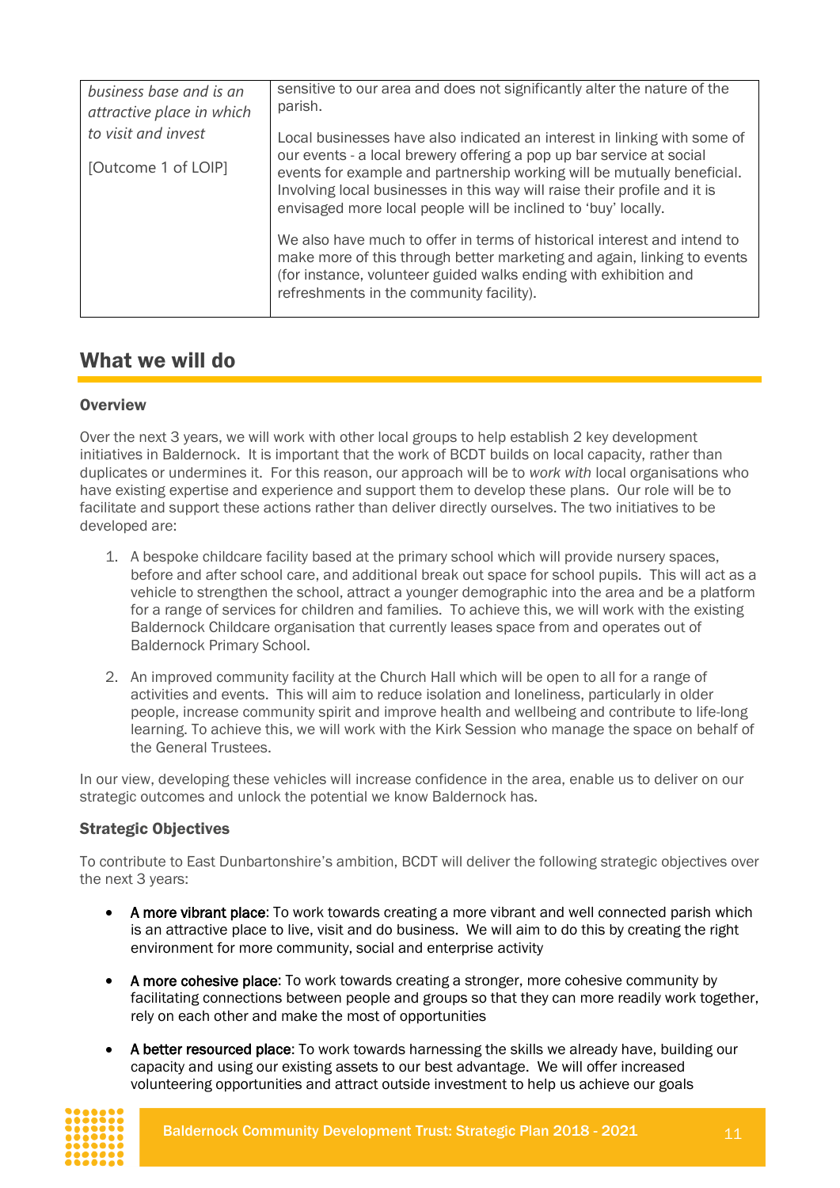| | |
|---|---|
| *business base and is an attractive place in which to visit and invest*<br><br>[Outcome 1 of LOIP] | sensitive to our area and does not significantly alter the nature of the parish.<br><br>Local businesses have also indicated an interest in linking with some of our events - a local brewery offering a pop up bar service at social events for example and partnership working will be mutually beneficial. Involving local businesses in this way will raise their profile and it is envisaged more local people will be inclined to 'buy' locally.<br><br>We also have much to offer in terms of historical interest and intend to make more of this through better marketing and again, linking to events (for instance, volunteer guided walks ending with exhibition and refreshments in the community facility). |

## What we will do

### Overview

Over the next 3 years, we will work with other local groups to help establish 2 key development initiatives in Baldernock. It is important that the work of BCDT builds on local capacity, rather than duplicates or undermines it. For this reason, our approach will be to *work with* local organisations who have existing expertise and experience and support them to develop these plans. Our role will be to facilitate and support these actions rather than deliver directly ourselves. The two initiatives to be developed are:

1. A bespoke childcare facility based at the primary school which will provide nursery spaces, before and after school care, and additional break out space for school pupils. This will act as a vehicle to strengthen the school, attract a younger demographic into the area and be a platform for a range of services for children and families. To achieve this, we will work with the existing Baldernock Childcare organisation that currently leases space from and operates out of Baldernock Primary School.
2. An improved community facility at the Church Hall which will be open to all for a range of activities and events. This will aim to reduce isolation and loneliness, particularly in older people, increase community spirit and improve health and wellbeing and contribute to life-long learning. To achieve this, we will work with the Kirk Session who manage the space on behalf of the General Trustees.

In our view, developing these vehicles will increase confidence in the area, enable us to deliver on our strategic outcomes and unlock the potential we know Baldernock has.

### Strategic Objectives

To contribute to East Dunbartonshire's ambition, BCDT will deliver the following strategic objectives over the next 3 years:

- **A more vibrant place**: To work towards creating a more vibrant and well connected parish which is an attractive place to live, visit and do business. We will aim to do this by creating the right environment for more community, social and enterprise activity
- **A more cohesive place**: To work towards creating a stronger, more cohesive community by facilitating connections between people and groups so that they can more readily work together, rely on each other and make the most of opportunities
- **A better resourced place**: To work towards harnessing the skills we already have, building our capacity and using our existing assets to our best advantage. We will offer increased volunteering opportunities and attract outside investment to help us achieve our goals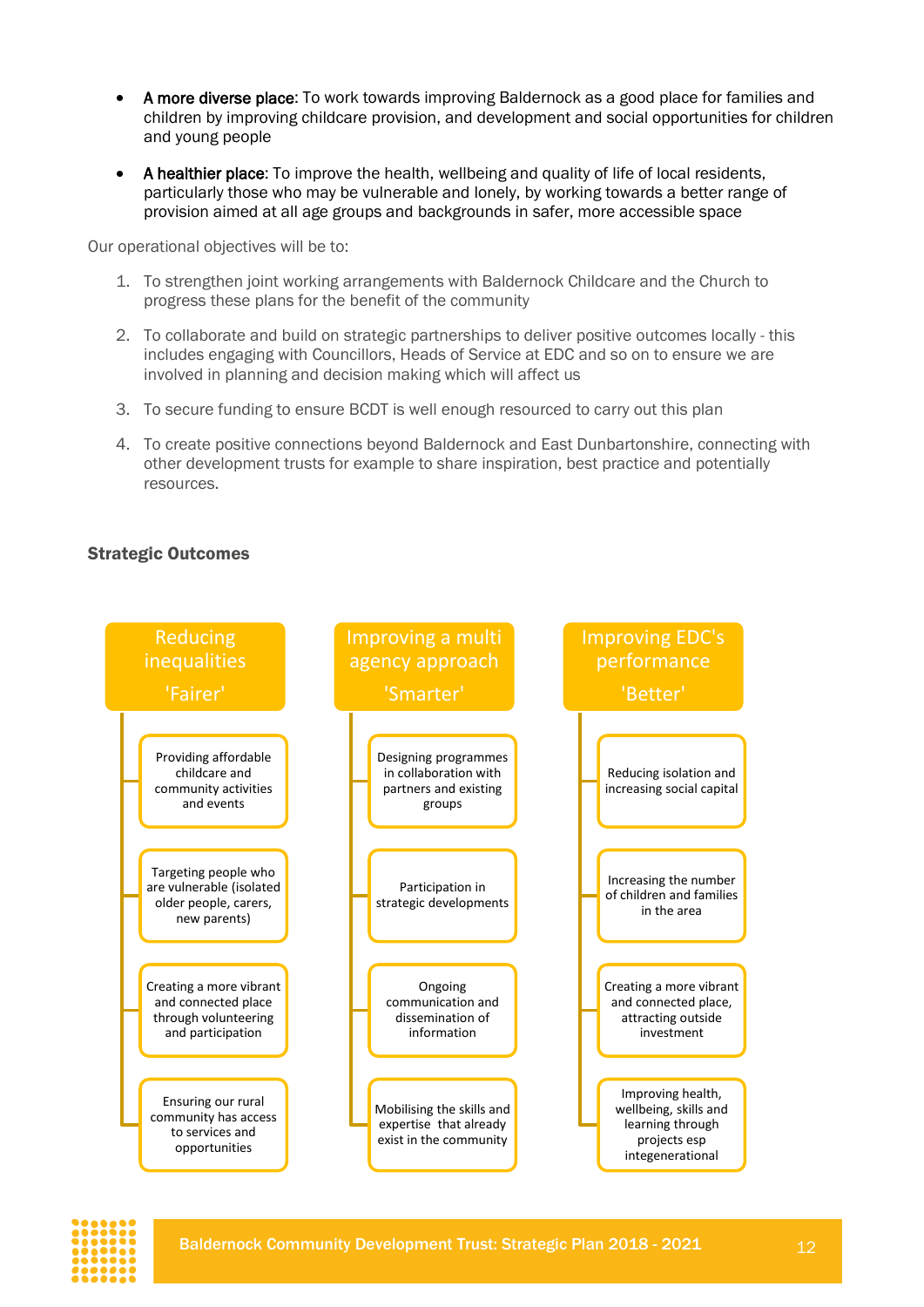- **A more diverse place**: To work towards improving Baldernock as a good place for families and children by improving childcare provision, and development and social opportunities for children and young people

- **A healthier place**: To improve the health, wellbeing and quality of life of local residents, particularly those who may be vulnerable and lonely, by working towards a better range of provision aimed at all age groups and backgrounds in safer, more accessible space

Our operational objectives will be to:

1. To strengthen joint working arrangements with Baldernock Childcare and the Church to progress these plans for the benefit of the community
2. To collaborate and build on strategic partnerships to deliver positive outcomes locally - this includes engaging with Councillors, Heads of Service at EDC and so on to ensure we are involved in planning and decision making which will affect us
3. To secure funding to ensure BCDT is well enough resourced to carry out this plan
4. To create positive connections beyond Baldernock and East Dunbartonshire, connecting with other development trusts for example to share inspiration, best practice and potentially resources.

**Strategic Outcomes**

**Reducing inequalities 'Fairer'**

- Providing affordable childcare and community activities and events
- Targeting people who are vulnerable (isolated older people, carers, new parents)
- Creating a more vibrant and connected place through volunteering and participation
- Ensuring our rural community has access to services and opportunities

**Improving a multi agency approach 'Smarter'**

- Designing programmes in collaboration with partners and existing groups
- Participation in strategic developments
- Ongoing communication and dissemination of information
- Mobilising the skills and expertise that already exist in the community

**Improving EDC's performance 'Better'**

- Reducing isolation and increasing social capital
- Increasing the number of children and families in the area
- Creating a more vibrant and connected place, attracting outside investment
- Improving health, wellbeing, skills and learning through projects esp integenerational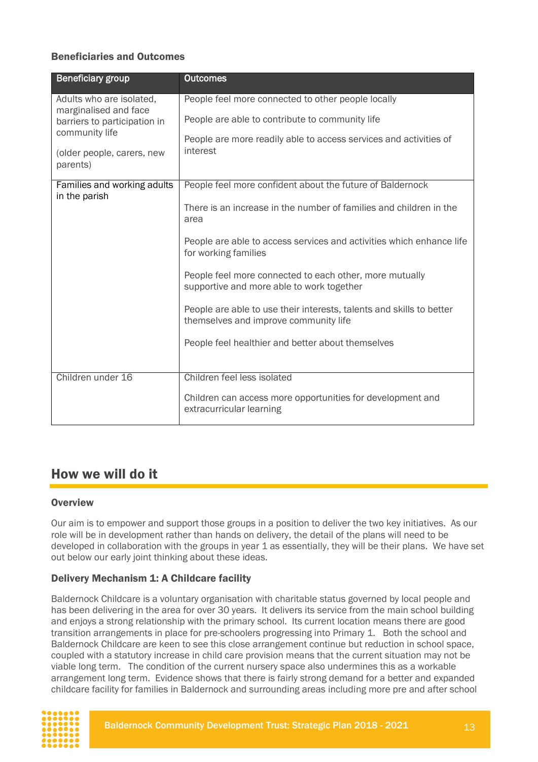### Beneficiaries and Outcomes

| Beneficiary group | Outcomes |
|---|---|
| Adults who are isolated, marginalised and face barriers to participation in community life<br><br>(older people, carers, new parents) | People feel more connected to other people locally<br><br>People are able to contribute to community life<br><br>People are more readily able to access services and activities of interest |
| Families and working adults in the parish | People feel more confident about the future of Baldernock<br><br>There is an increase in the number of families and children in the area<br><br>People are able to access services and activities which enhance life for working families<br><br>People feel more connected to each other, more mutually supportive and more able to work together<br><br>People are able to use their interests, talents and skills to better themselves and improve community life<br><br>People feel healthier and better about themselves |
| Children under 16 | Children feel less isolated<br><br>Children can access more opportunities for development and extracurricular learning |

## How we will do it

### Overview

Our aim is to empower and support those groups in a position to deliver the two key initiatives. As our role will be in development rather than hands on delivery, the detail of the plans will need to be developed in collaboration with the groups in year 1 as essentially, they will be their plans. We have set out below our early joint thinking about these ideas.

### Delivery Mechanism 1: A Childcare facility

Baldernock Childcare is a voluntary organisation with charitable status governed by local people and has been delivering in the area for over 30 years. It delivers its service from the main school building and enjoys a strong relationship with the primary school. Its current location means there are good transition arrangements in place for pre-schoolers progressing into Primary 1. Both the school and Baldernock Childcare are keen to see this close arrangement continue but reduction in school space, coupled with a statutory increase in child care provision means that the current situation may not be viable long term. The condition of the current nursery space also undermines this as a workable arrangement long term. Evidence shows that there is fairly strong demand for a better and expanded childcare facility for families in Baldernock and surrounding areas including more pre and after school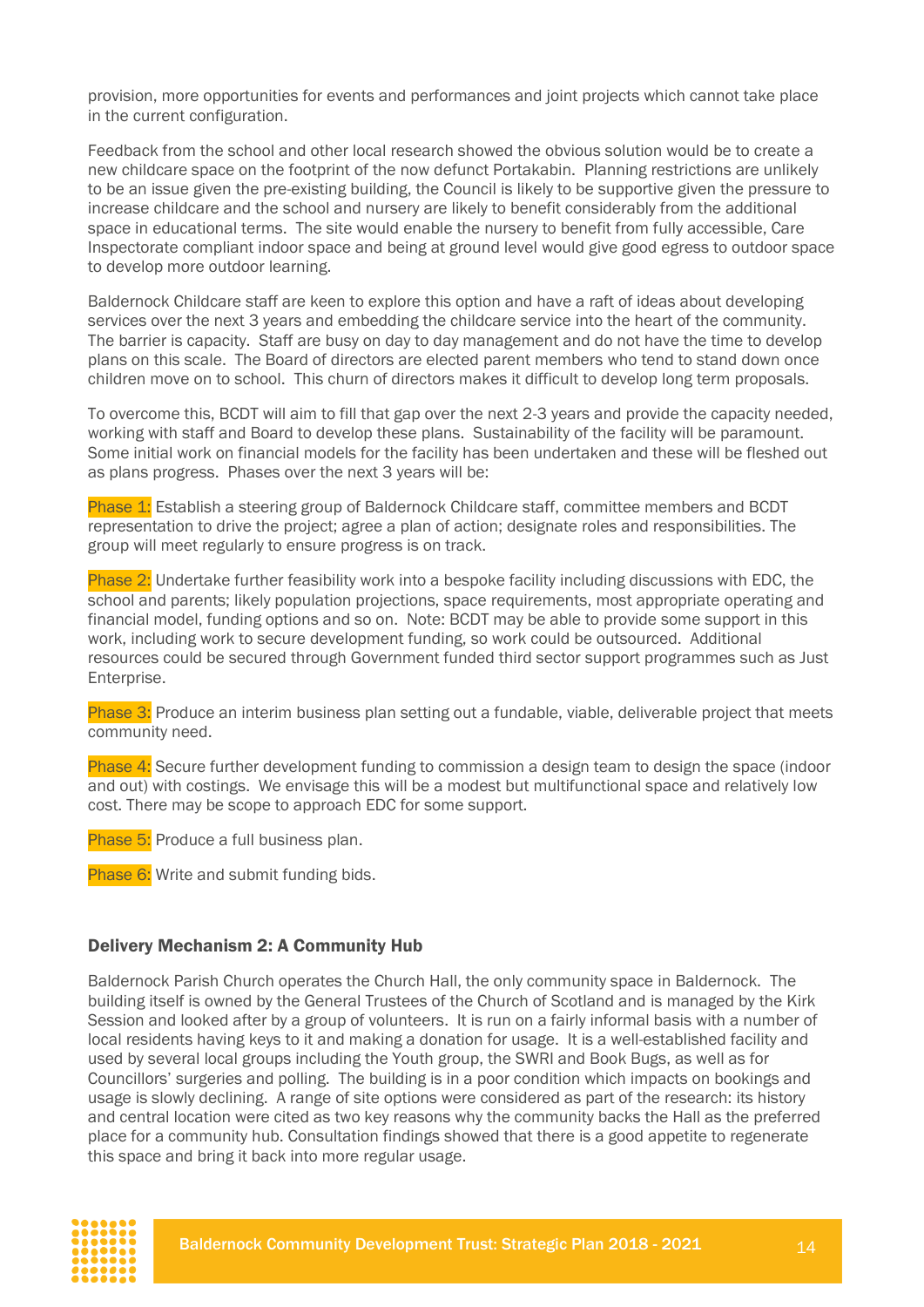provision, more opportunities for events and performances and joint projects which cannot take place in the current configuration.

Feedback from the school and other local research showed the obvious solution would be to create a new childcare space on the footprint of the now defunct Portakabin. Planning restrictions are unlikely to be an issue given the pre-existing building, the Council is likely to be supportive given the pressure to increase childcare and the school and nursery are likely to benefit considerably from the additional space in educational terms. The site would enable the nursery to benefit from fully accessible, Care Inspectorate compliant indoor space and being at ground level would give good egress to outdoor space to develop more outdoor learning.

Baldernock Childcare staff are keen to explore this option and have a raft of ideas about developing services over the next 3 years and embedding the childcare service into the heart of the community. The barrier is capacity. Staff are busy on day to day management and do not have the time to develop plans on this scale. The Board of directors are elected parent members who tend to stand down once children move on to school. This churn of directors makes it difficult to develop long term proposals.

To overcome this, BCDT will aim to fill that gap over the next 2-3 years and provide the capacity needed, working with staff and Board to develop these plans. Sustainability of the facility will be paramount. Some initial work on financial models for the facility has been undertaken and these will be fleshed out as plans progress. Phases over the next 3 years will be:

Phase 1: Establish a steering group of Baldernock Childcare staff, committee members and BCDT representation to drive the project; agree a plan of action; designate roles and responsibilities. The group will meet regularly to ensure progress is on track.

Phase 2: Undertake further feasibility work into a bespoke facility including discussions with EDC, the school and parents; likely population projections, space requirements, most appropriate operating and financial model, funding options and so on. Note: BCDT may be able to provide some support in this work, including work to secure development funding, so work could be outsourced. Additional resources could be secured through Government funded third sector support programmes such as Just Enterprise.

Phase 3: Produce an interim business plan setting out a fundable, viable, deliverable project that meets community need.

Phase 4: Secure further development funding to commission a design team to design the space (indoor and out) with costings. We envisage this will be a modest but multifunctional space and relatively low cost. There may be scope to approach EDC for some support.

Phase 5: Produce a full business plan.

Phase 6: Write and submit funding bids.

### Delivery Mechanism 2: A Community Hub

Baldernock Parish Church operates the Church Hall, the only community space in Baldernock. The building itself is owned by the General Trustees of the Church of Scotland and is managed by the Kirk Session and looked after by a group of volunteers. It is run on a fairly informal basis with a number of local residents having keys to it and making a donation for usage. It is a well-established facility and used by several local groups including the Youth group, the SWRI and Book Bugs, as well as for Councillors' surgeries and polling. The building is in a poor condition which impacts on bookings and usage is slowly declining. A range of site options were considered as part of the research: its history and central location were cited as two key reasons why the community backs the Hall as the preferred place for a community hub. Consultation findings showed that there is a good appetite to regenerate this space and bring it back into more regular usage.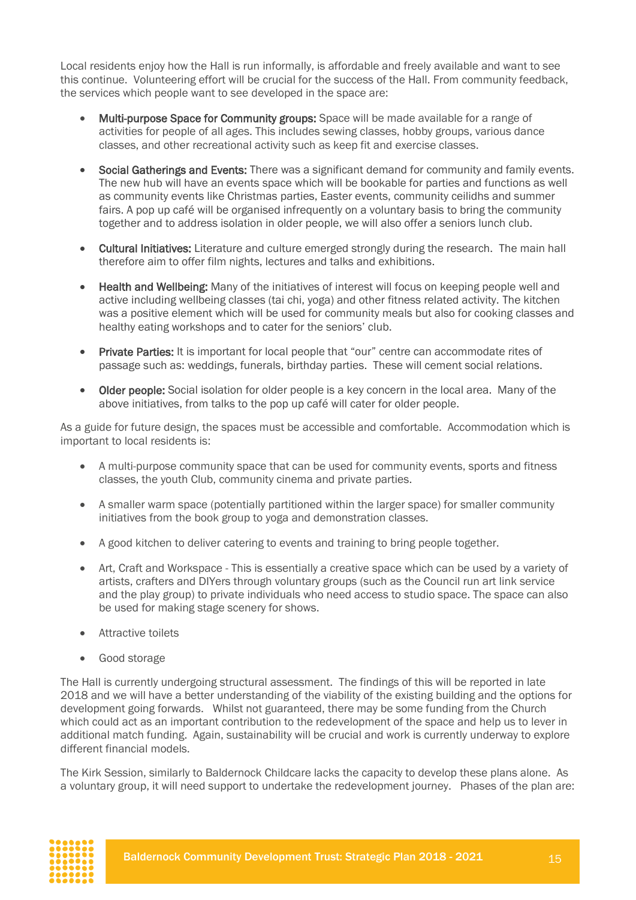Local residents enjoy how the Hall is run informally, is affordable and freely available and want to see this continue. Volunteering effort will be crucial for the success of the Hall. From community feedback, the services which people want to see developed in the space are:

- **Multi-purpose Space for Community groups:** Space will be made available for a range of activities for people of all ages. This includes sewing classes, hobby groups, various dance classes, and other recreational activity such as keep fit and exercise classes.

- **Social Gatherings and Events:** There was a significant demand for community and family events. The new hub will have an events space which will be bookable for parties and functions as well as community events like Christmas parties, Easter events, community ceilidhs and summer fairs. A pop up café will be organised infrequently on a voluntary basis to bring the community together and to address isolation in older people, we will also offer a seniors lunch club.

- **Cultural Initiatives:** Literature and culture emerged strongly during the research. The main hall therefore aim to offer film nights, lectures and talks and exhibitions.

- **Health and Wellbeing:** Many of the initiatives of interest will focus on keeping people well and active including wellbeing classes (tai chi, yoga) and other fitness related activity. The kitchen was a positive element which will be used for community meals but also for cooking classes and healthy eating workshops and to cater for the seniors' club.

- **Private Parties:** It is important for local people that "our" centre can accommodate rites of passage such as: weddings, funerals, birthday parties. These will cement social relations.

- **Older people:** Social isolation for older people is a key concern in the local area. Many of the above initiatives, from talks to the pop up café will cater for older people.

As a guide for future design, the spaces must be accessible and comfortable. Accommodation which is important to local residents is:

- A multi-purpose community space that can be used for community events, sports and fitness classes, the youth Club, community cinema and private parties.

- A smaller warm space (potentially partitioned within the larger space) for smaller community initiatives from the book group to yoga and demonstration classes.

- A good kitchen to deliver catering to events and training to bring people together.

- Art, Craft and Workspace - This is essentially a creative space which can be used by a variety of artists, crafters and DIYers through voluntary groups (such as the Council run art link service and the play group) to private individuals who need access to studio space. The space can also be used for making stage scenery for shows.

- Attractive toilets

- Good storage

The Hall is currently undergoing structural assessment. The findings of this will be reported in late 2018 and we will have a better understanding of the viability of the existing building and the options for development going forwards. Whilst not guaranteed, there may be some funding from the Church which could act as an important contribution to the redevelopment of the space and help us to lever in additional match funding. Again, sustainability will be crucial and work is currently underway to explore different financial models.

The Kirk Session, similarly to Baldernock Childcare lacks the capacity to develop these plans alone. As a voluntary group, it will need support to undertake the redevelopment journey. Phases of the plan are: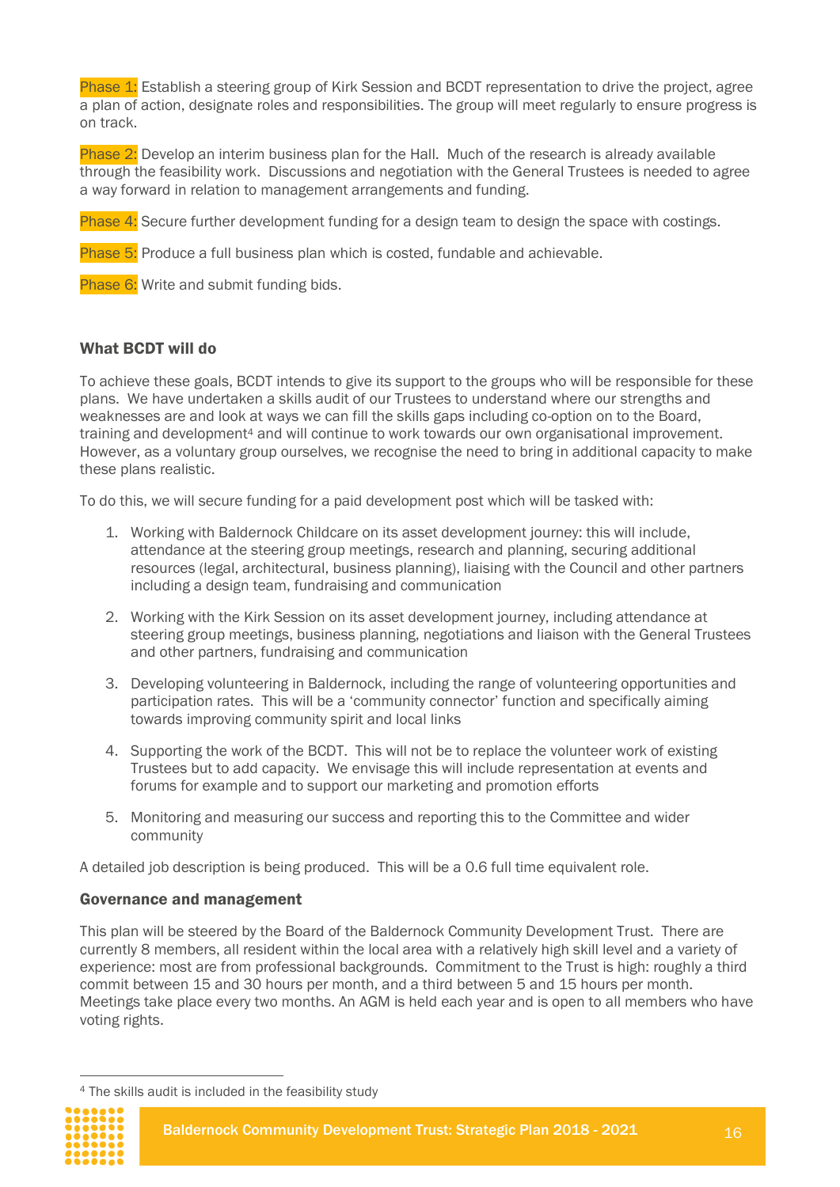Phase 1: Establish a steering group of Kirk Session and BCDT representation to drive the project, agree a plan of action, designate roles and responsibilities. The group will meet regularly to ensure progress is on track.

Phase 2: Develop an interim business plan for the Hall. Much of the research is already available through the feasibility work. Discussions and negotiation with the General Trustees is needed to agree a way forward in relation to management arrangements and funding.

Phase 4: Secure further development funding for a design team to design the space with costings.

Phase 5: Produce a full business plan which is costed, fundable and achievable.

Phase 6: Write and submit funding bids.

### What BCDT will do

To achieve these goals, BCDT intends to give its support to the groups who will be responsible for these plans. We have undertaken a skills audit of our Trustees to understand where our strengths and weaknesses are and look at ways we can fill the skills gaps including co-option on to the Board, training and development[4] and will continue to work towards our own organisational improvement. However, as a voluntary group ourselves, we recognise the need to bring in additional capacity to make these plans realistic.

To do this, we will secure funding for a paid development post which will be tasked with:

1. Working with Baldernock Childcare on its asset development journey: this will include, attendance at the steering group meetings, research and planning, securing additional resources (legal, architectural, business planning), liaising with the Council and other partners including a design team, fundraising and communication
2. Working with the Kirk Session on its asset development journey, including attendance at steering group meetings, business planning, negotiations and liaison with the General Trustees and other partners, fundraising and communication
3. Developing volunteering in Baldernock, including the range of volunteering opportunities and participation rates. This will be a 'community connector' function and specifically aiming towards improving community spirit and local links
4. Supporting the work of the BCDT. This will not be to replace the volunteer work of existing Trustees but to add capacity. We envisage this will include representation at events and forums for example and to support our marketing and promotion efforts
5. Monitoring and measuring our success and reporting this to the Committee and wider community

A detailed job description is being produced. This will be a 0.6 full time equivalent role.

### Governance and management

This plan will be steered by the Board of the Baldernock Community Development Trust. There are currently 8 members, all resident within the local area with a relatively high skill level and a variety of experience: most are from professional backgrounds. Commitment to the Trust is high: roughly a third commit between 15 and 30 hours per month, and a third between 5 and 15 hours per month. Meetings take place every two months. An AGM is held each year and is open to all members who have voting rights.

[4] The skills audit is included in the feasibility study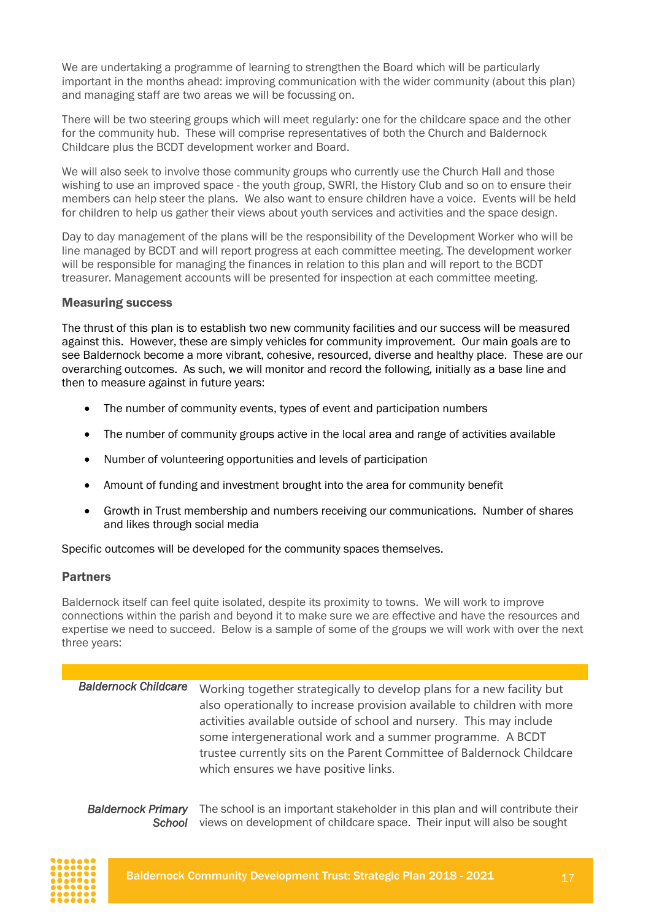We are undertaking a programme of learning to strengthen the Board which will be particularly important in the months ahead: improving communication with the wider community (about this plan) and managing staff are two areas we will be focussing on.

There will be two steering groups which will meet regularly: one for the childcare space and the other for the community hub. These will comprise representatives of both the Church and Baldernock Childcare plus the BCDT development worker and Board.

We will also seek to involve those community groups who currently use the Church Hall and those wishing to use an improved space - the youth group, SWRI, the History Club and so on to ensure their members can help steer the plans. We also want to ensure children have a voice. Events will be held for children to help us gather their views about youth services and activities and the space design.

Day to day management of the plans will be the responsibility of the Development Worker who will be line managed by BCDT and will report progress at each committee meeting. The development worker will be responsible for managing the finances in relation to this plan and will report to the BCDT treasurer. Management accounts will be presented for inspection at each committee meeting.

### Measuring success

The thrust of this plan is to establish two new community facilities and our success will be measured against this. However, these are simply vehicles for community improvement. Our main goals are to see Baldernock become a more vibrant, cohesive, resourced, diverse and healthy place. These are our overarching outcomes. As such, we will monitor and record the following, initially as a base line and then to measure against in future years:

- The number of community events, types of event and participation numbers
- The number of community groups active in the local area and range of activities available
- Number of volunteering opportunities and levels of participation
- Amount of funding and investment brought into the area for community benefit
- Growth in Trust membership and numbers receiving our communications. Number of shares and likes through social media

Specific outcomes will be developed for the community spaces themselves.

### Partners

Baldernock itself can feel quite isolated, despite its proximity to towns. We will work to improve connections within the parish and beyond it to make sure we are effective and have the resources and expertise we need to succeed. Below is a sample of some of the groups we will work with over the next three years:

| | |
|---|---|
| *Baldernock Childcare* | Working together strategically to develop plans for a new facility but also operationally to increase provision available to children with more activities available outside of school and nursery. This may include some intergenerational work and a summer programme. A BCDT trustee currently sits on the Parent Committee of Baldernock Childcare which ensures we have positive links. |
| *Baldernock Primary School* | The school is an important stakeholder in this plan and will contribute their views on development of childcare space. Their input will also be sought |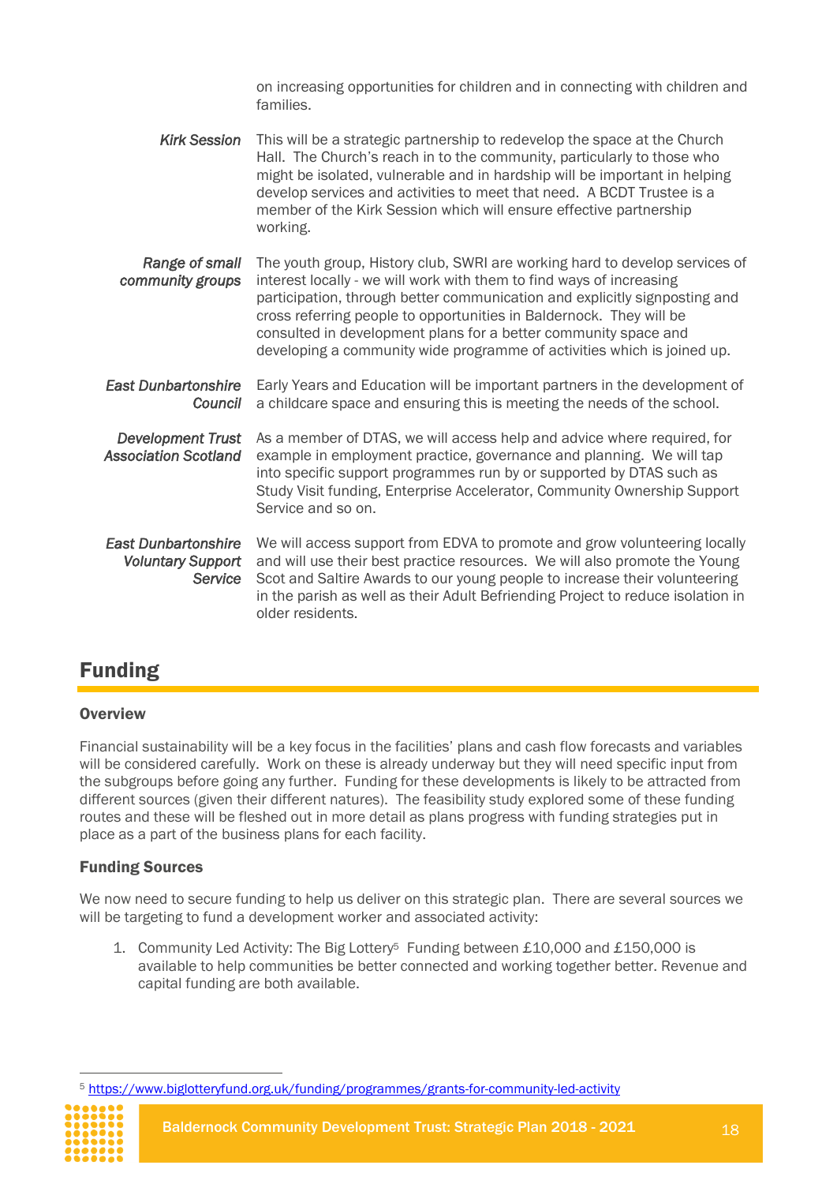| | |
|---|---|
| | on increasing opportunities for children and in connecting with children and families. |
| *Kirk Session* | This will be a strategic partnership to redevelop the space at the Church Hall. The Church's reach in to the community, particularly to those who might be isolated, vulnerable and in hardship will be important in helping develop services and activities to meet that need. A BCDT Trustee is a member of the Kirk Session which will ensure effective partnership working. |
| *Range of small community groups* | The youth group, History club, SWRI are working hard to develop services of interest locally - we will work with them to find ways of increasing participation, through better communication and explicitly signposting and cross referring people to opportunities in Baldernock. They will be consulted in development plans for a better community space and developing a community wide programme of activities which is joined up. |
| *East Dunbartonshire Council* | Early Years and Education will be important partners in the development of a childcare space and ensuring this is meeting the needs of the school. |
| *Development Trust Association Scotland* | As a member of DTAS, we will access help and advice where required, for example in employment practice, governance and planning. We will tap into specific support programmes run by or supported by DTAS such as Study Visit funding, Enterprise Accelerator, Community Ownership Support Service and so on. |
| *East Dunbartonshire Voluntary Support Service* | We will access support from EDVA to promote and grow volunteering locally and will use their best practice resources. We will also promote the Young Scot and Saltire Awards to our young people to increase their volunteering in the parish as well as their Adult Befriending Project to reduce isolation in older residents. |

## Funding

### Overview

Financial sustainability will be a key focus in the facilities' plans and cash flow forecasts and variables will be considered carefully. Work on these is already underway but they will need specific input from the subgroups before going any further. Funding for these developments is likely to be attracted from different sources (given their different natures). The feasibility study explored some of these funding routes and these will be fleshed out in more detail as plans progress with funding strategies put in place as a part of the business plans for each facility.

### Funding Sources

We now need to secure funding to help us deliver on this strategic plan. There are several sources we will be targeting to fund a development worker and associated activity:

1. Community Led Activity: The Big Lottery[5] Funding between £10,000 and £150,000 is available to help communities be better connected and working together better. Revenue and capital funding are both available.

[5] https://www.biglotteryfund.org.uk/funding/programmes/grants-for-community-led-activity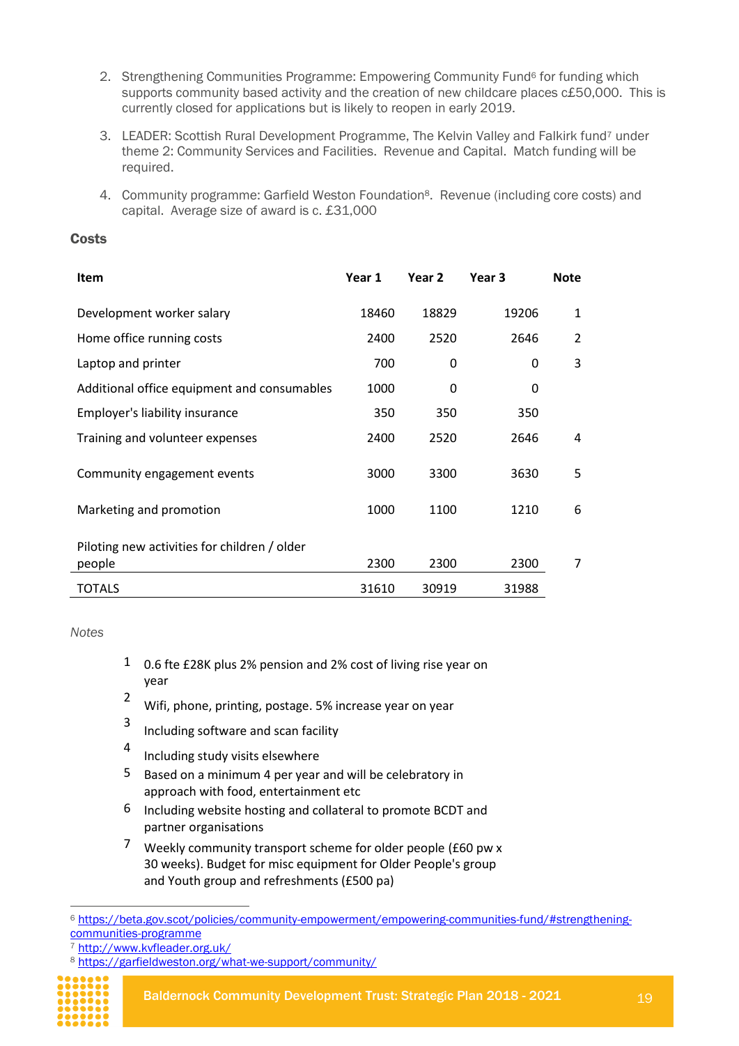2. Strengthening Communities Programme: Empowering Community Fund[6] for funding which supports community based activity and the creation of new childcare places c£50,000. This is currently closed for applications but is likely to reopen in early 2019.

3. LEADER: Scottish Rural Development Programme, The Kelvin Valley and Falkirk fund[7] under theme 2: Community Services and Facilities. Revenue and Capital. Match funding will be required.

4. Community programme: Garfield Weston Foundation[8]. Revenue (including core costs) and capital. Average size of award is c. £31,000

**Costs**

| Item | Year 1 | Year 2 | Year 3 | Note |
|---|---|---|---|---|
| Development worker salary | 18460 | 18829 | 19206 | 1 |
| Home office running costs | 2400 | 2520 | 2646 | 2 |
| Laptop and printer | 700 | 0 | 0 | 3 |
| Additional office equipment and consumables | 1000 | 0 | 0 | |
| Employer's liability insurance | 350 | 350 | 350 | |
| Training and volunteer expenses | 2400 | 2520 | 2646 | 4 |
| Community engagement events | 3000 | 3300 | 3630 | 5 |
| Marketing and promotion | 1000 | 1100 | 1210 | 6 |
| Piloting new activities for children / older people | 2300 | 2300 | 2300 | 7 |
| TOTALS | 31610 | 30919 | 31988 | |

*Notes*

1. 0.6 fte £28K plus 2% pension and 2% cost of living rise year on year
2. Wifi, phone, printing, postage. 5% increase year on year
3. Including software and scan facility
4. Including study visits elsewhere
5. Based on a minimum 4 per year and will be celebratory in approach with food, entertainment etc
6. Including website hosting and collateral to promote BCDT and partner organisations
7. Weekly community transport scheme for older people (£60 pw x 30 weeks). Budget for misc equipment for Older People's group and Youth group and refreshments (£500 pa)

---

[6] https://beta.gov.scot/policies/community-empowerment/empowering-communities-fund/#strengthening-communities-programme

[7] http://www.kvfleader.org.uk/

[8] https://garfieldweston.org/what-we-support/community/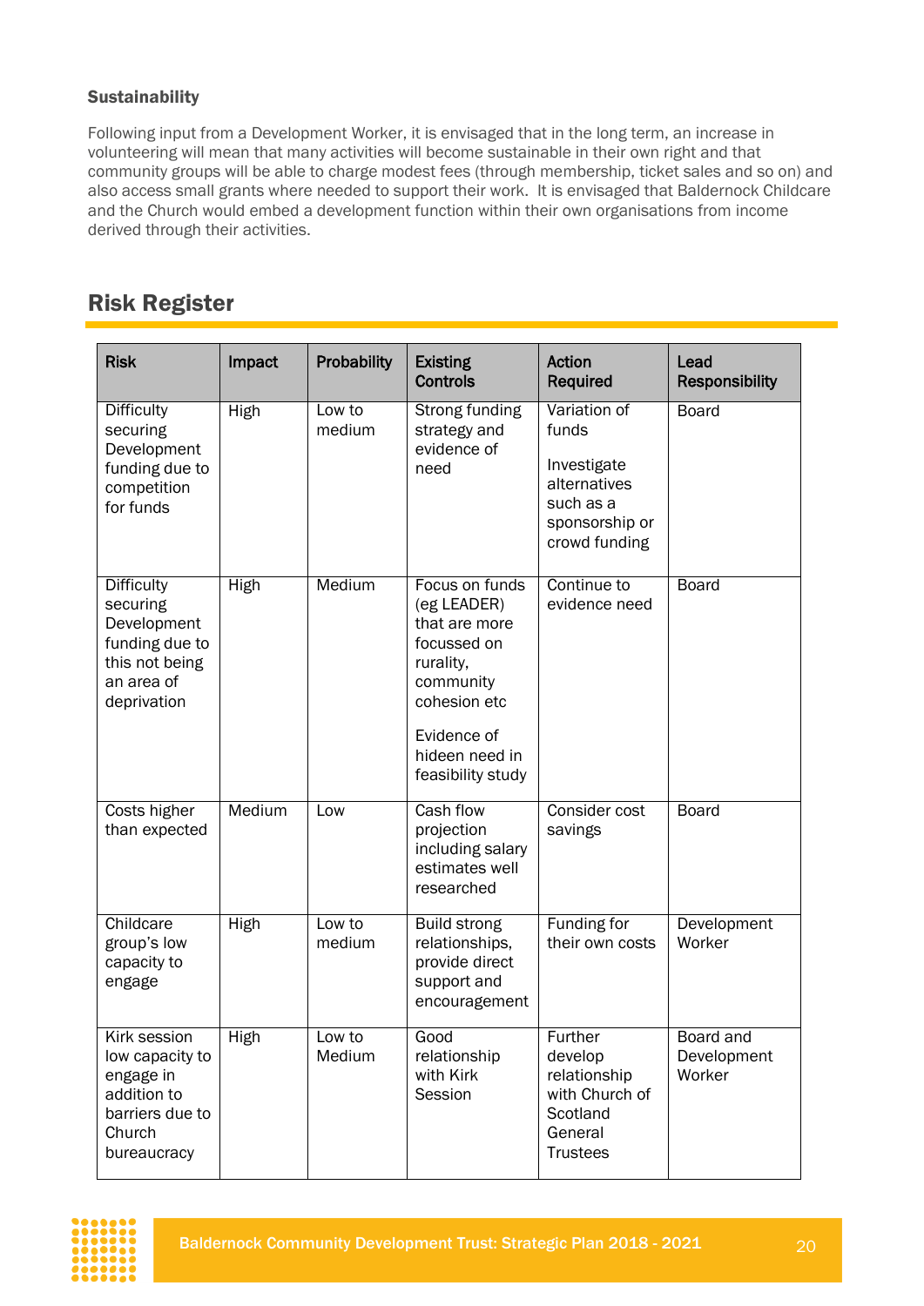### Sustainability

Following input from a Development Worker, it is envisaged that in the long term, an increase in volunteering will mean that many activities will become sustainable in their own right and that community groups will be able to charge modest fees (through membership, ticket sales and so on) and also access small grants where needed to support their work. It is envisaged that Baldernock Childcare and the Church would embed a development function within their own organisations from income derived through their activities.

## Risk Register

| Risk | Impact | Probability | Existing Controls | Action Required | Lead Responsibility |
|---|---|---|---|---|---|
| Difficulty securing Development funding due to competition for funds | High | Low to medium | Strong funding strategy and evidence of need | Variation of funds<br><br>Investigate alternatives such as a sponsorship or crowd funding | Board |
| Difficulty securing Development funding due to this not being an area of deprivation | High | Medium | Focus on funds (eg LEADER) that are more focussed on rurality, community cohesion etc<br><br>Evidence of hideen need in feasibility study | Continue to evidence need | Board |
| Costs higher than expected | Medium | Low | Cash flow projection including salary estimates well researched | Consider cost savings | Board |
| Childcare group's low capacity to engage | High | Low to medium | Build strong relationships, provide direct support and encouragement | Funding for their own costs | Development Worker |
| Kirk session low capacity to engage in addition to barriers due to Church bureaucracy | High | Low to Medium | Good relationship with Kirk Session | Further develop relationship with Church of Scotland General Trustees | Board and Development Worker |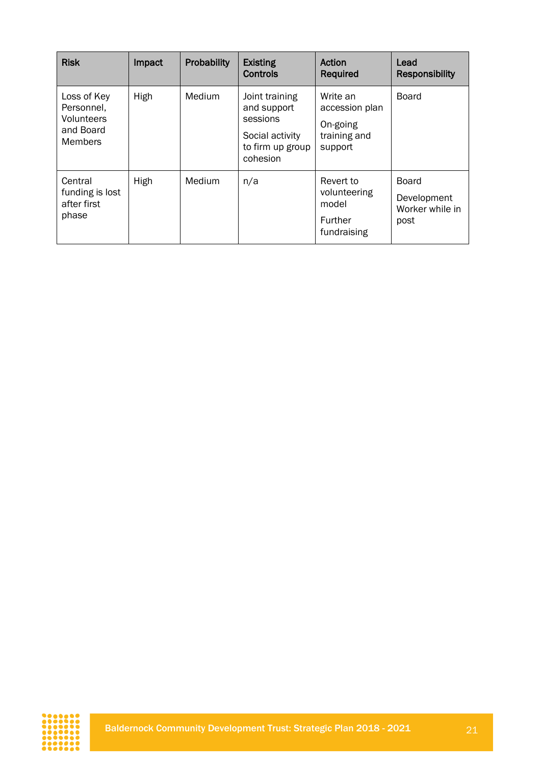| Risk | Impact | Probability | Existing Controls | Action Required | Lead Responsibility |
|---|---|---|---|---|---|
| Loss of Key Personnel, Volunteers and Board Members | High | Medium | Joint training and support sessions<br><br>Social activity to firm up group cohesion | Write an accession plan<br><br>On-going training and support | Board |
| Central funding is lost after first phase | High | Medium | n/a | Revert to volunteering model<br><br>Further fundraising | Board<br><br>Development Worker while in post |